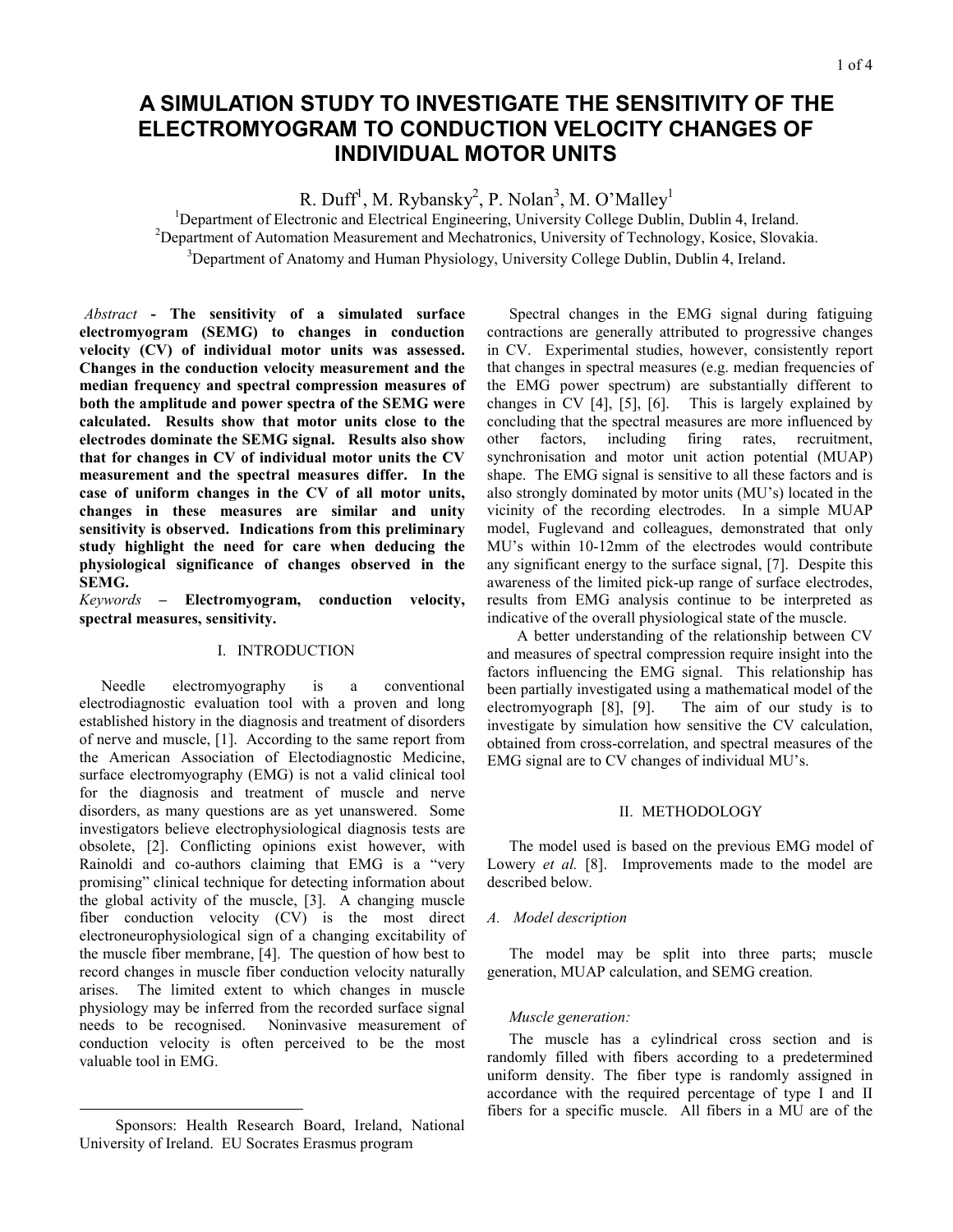# A SIMULATION STUDY TO INVESTIGATE THE SENSITIVITY OF THE ELECTROMYOGRAM TO CONDUCTION VELOCITY CHANGES OF INDIVIDUAL MOTOR UNITS

R. Duff[1], M. Rybansky[2], P. Nolan[3], M. O'Malley[1]

[1]Department of Electronic and Electrical Engineering, University College Dublin, Dublin 4, Ireland.
[2]Department of Automation Measurement and Mechatronics, University of Technology, Kosice, Slovakia.
[3]Department of Anatomy and Human Physiology, University College Dublin, Dublin 4, Ireland.

*Abstract* - **The sensitivity of a simulated surface electromyogram (SEMG) to changes in conduction velocity (CV) of individual motor units was assessed. Changes in the conduction velocity measurement and the median frequency and spectral compression measures of both the amplitude and power spectra of the SEMG were calculated. Results show that motor units close to the electrodes dominate the SEMG signal. Results also show that for changes in CV of individual motor units the CV measurement and the spectral measures differ. In the case of uniform changes in the CV of all motor units, changes in these measures are similar and unity sensitivity is observed. Indications from this preliminary study highlight the need for care when deducing the physiological significance of changes observed in the SEMG.**

*Keywords* – **Electromyogram, conduction velocity, spectral measures, sensitivity.**

## I. INTRODUCTION

Needle electromyography is a conventional electrodiagnostic evaluation tool with a proven and long established history in the diagnosis and treatment of disorders of nerve and muscle, [1]. According to the same report from the American Association of Electodiagnostic Medicine, surface electromyography (EMG) is not a valid clinical tool for the diagnosis and treatment of muscle and nerve disorders, as many questions are as yet unanswered. Some investigators believe electrophysiological diagnosis tests are obsolete, [2]. Conflicting opinions exist however, with Rainoldi and co-authors claiming that EMG is a "very promising" clinical technique for detecting information about the global activity of the muscle, [3]. A changing muscle fiber conduction velocity (CV) is the most direct electroneurophysiological sign of a changing excitability of the muscle fiber membrane, [4]. The question of how best to record changes in muscle fiber conduction velocity naturally arises. The limited extent to which changes in muscle physiology may be inferred from the recorded surface signal needs to be recognised. Noninvasive measurement of conduction velocity is often perceived to be the most valuable tool in EMG.

Spectral changes in the EMG signal during fatiguing contractions are generally attributed to progressive changes in CV. Experimental studies, however, consistently report that changes in spectral measures (e.g. median frequencies of the EMG power spectrum) are substantially different to changes in CV [4], [5], [6]. This is largely explained by concluding that the spectral measures are more influenced by other factors, including firing rates, recruitment, synchronisation and motor unit action potential (MUAP) shape. The EMG signal is sensitive to all these factors and is also strongly dominated by motor units (MU's) located in the vicinity of the recording electrodes. In a simple MUAP model, Fuglevand and colleagues, demonstrated that only MU's within 10-12mm of the electrodes would contribute any significant energy to the surface signal, [7]. Despite this awareness of the limited pick-up range of surface electrodes, results from EMG analysis continue to be interpreted as indicative of the overall physiological state of the muscle.

A better understanding of the relationship between CV and measures of spectral compression require insight into the factors influencing the EMG signal. This relationship has been partially investigated using a mathematical model of the electromyograph [8], [9]. The aim of our study is to investigate by simulation how sensitive the CV calculation, obtained from cross-correlation, and spectral measures of the EMG signal are to CV changes of individual MU's.

## II. METHODOLOGY

The model used is based on the previous EMG model of Lowery *et al.* [8]. Improvements made to the model are described below.

### *A. Model description*

The model may be split into three parts; muscle generation, MUAP calculation, and SEMG creation.

#### *Muscle generation:*

The muscle has a cylindrical cross section and is randomly filled with fibers according to a predetermined uniform density. The fiber type is randomly assigned in accordance with the required percentage of type I and II fibers for a specific muscle. All fibers in a MU are of the

Sponsors: Health Research Board, Ireland, National University of Ireland. EU Socrates Erasmus program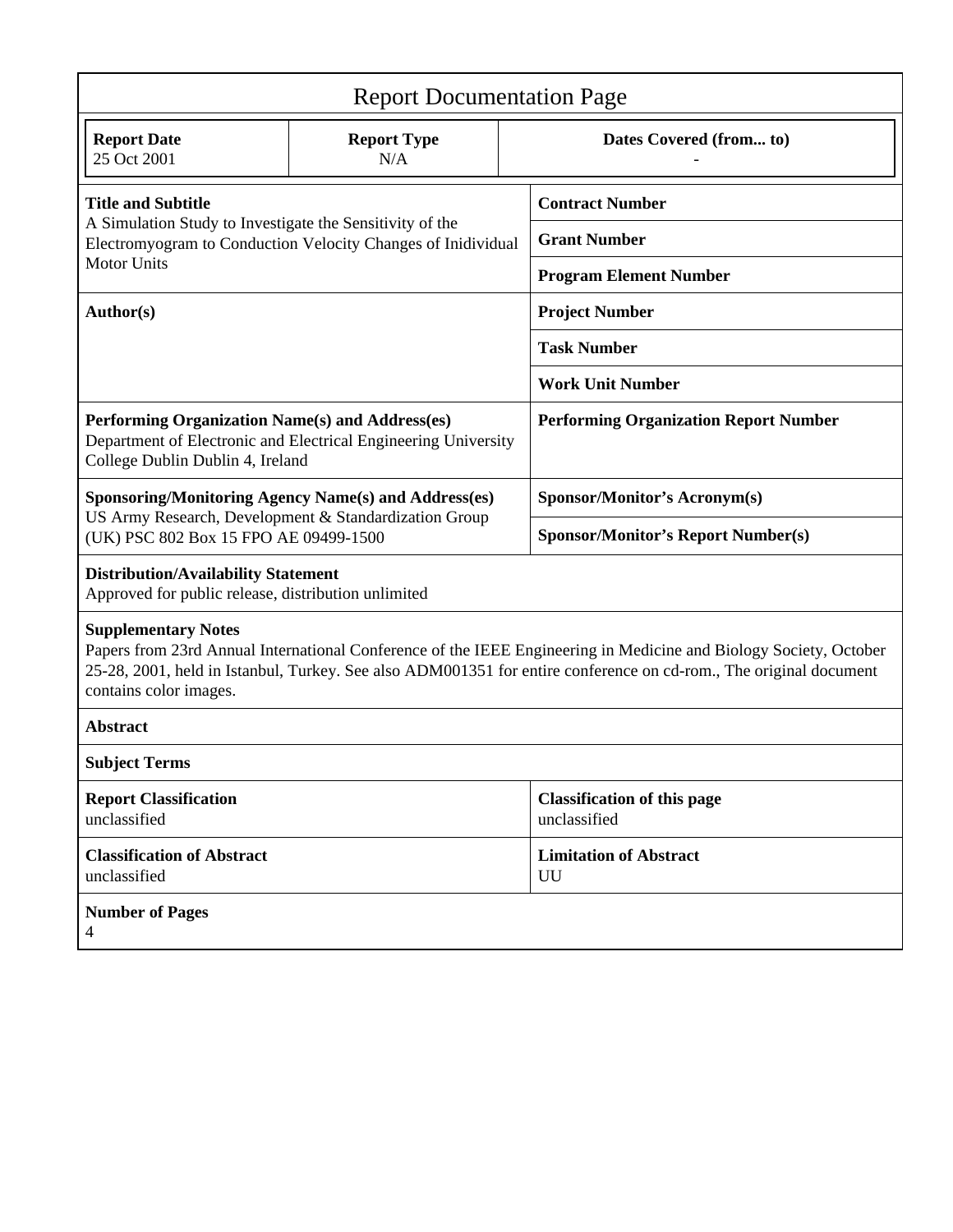# Report Documentation Page

| Report Date | Report Type | Dates Covered (from... to) |
|---|---|---|
| 25 Oct 2001 | N/A | - |

| | |
|---|---|
| **Title and Subtitle**<br>A Simulation Study to Investigate the Sensitivity of the Electromyogram to Conduction Velocity Changes of Inidividual Motor Units | **Contract Number** |
| | **Grant Number** |
| | **Program Element Number** |
| **Author(s)** | **Project Number** |
| | **Task Number** |
| | **Work Unit Number** |
| **Performing Organization Name(s) and Address(es)**<br>Department of Electronic and Electrical Engineering University College Dublin Dublin 4, Ireland | **Performing Organization Report Number** |
| **Sponsoring/Monitoring Agency Name(s) and Address(es)**<br>US Army Research, Development & Standardization Group (UK) PSC 802 Box 15 FPO AE 09499-1500 | **Sponsor/Monitor's Acronym(s)** |
| | **Sponsor/Monitor's Report Number(s)** |

**Distribution/Availability Statement**
Approved for public release, distribution unlimited

**Supplementary Notes**
Papers from 23rd Annual International Conference of the IEEE Engineering in Medicine and Biology Society, October 25-28, 2001, held in Istanbul, Turkey. See also ADM001351 for entire conference on cd-rom., The original document contains color images.

**Abstract**

**Subject Terms**

| | |
|---|---|
| **Report Classification**<br>unclassified | **Classification of this page**<br>unclassified |
| **Classification of Abstract**<br>unclassified | **Limitation of Abstract**<br>UU |

**Number of Pages**
4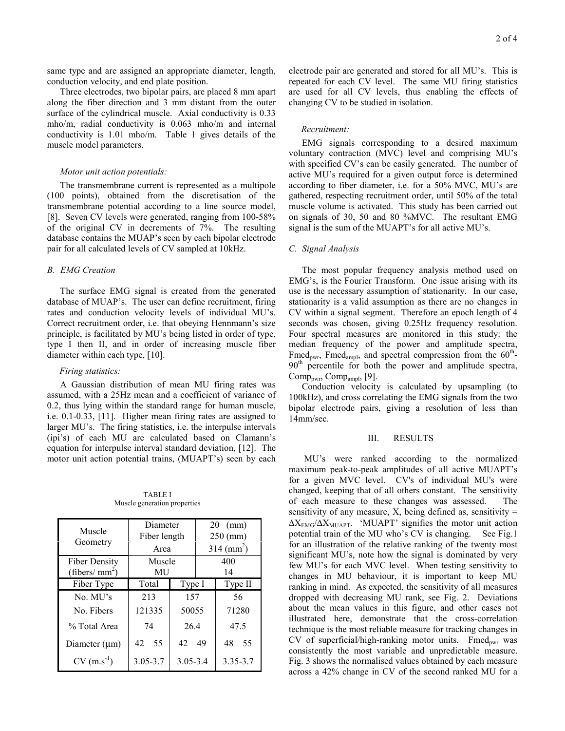same type and are assigned an appropriate diameter, length, conduction velocity, and end plate position.

Three electrodes, two bipolar pairs, are placed 8 mm apart along the fiber direction and 3 mm distant from the outer surface of the cylindrical muscle. Axial conductivity is 0.33 mho/m, radial conductivity is 0.063 mho/m and internal conductivity is 1.01 mho/m. Table 1 gives details of the muscle model parameters.

TABLE I
Muscle generation properties

| Muscle Geometry | Diameter<br>Fiber length<br>Area | | 20 (mm)<br>250 (mm)<br>314 (mm$^2$) |
|---|---|---|---|
| Fiber Density (fibers/ mm$^2$) | Muscle<br>MU | | 400<br>14 |
| Fiber Type | Total | Type I | Type II |
| No. MU's | 213 | 157 | 56 |
| No. Fibers | 121335 | 50055 | 71280 |
| % Total Area | 74 | 26.4 | 47.5 |
| Diameter (μm) | 42 – 55 | 42 – 49 | 48 – 55 |
| CV (m.s$^{-1}$) | 3.05-3.7 | 3.05-3.4 | 3.35-3.7 |

*Motor unit action potentials:*

The transmembrane current is represented as a multipole (100 points), obtained from the discretisation of the transmembrane potential according to a line source model, [8]. Seven CV levels were generated, ranging from 100-58% of the original CV in decrements of 7%. The resulting database contains the MUAP's seen by each bipolar electrode pair for all calculated levels of CV sampled at 10kHz.

### *B. EMG Creation*

The surface EMG signal is created from the generated database of MUAP's. The user can define recruitment, firing rates and conduction velocity levels of individual MU's. Correct recruitment order, i.e. that obeying Hennmann's size principle, is facilitated by MU's being listed in order of type, type I then II, and in order of increasing muscle fiber diameter within each type, [10].

*Firing statistics:*

A Gaussian distribution of mean MU firing rates was assumed, with a 25Hz mean and a coefficient of variance of 0.2, thus lying within the standard range for human muscle, i.e. 0.1-0.33, [11]. Higher mean firing rates are assigned to larger MU's. The firing statistics, i.e. the interpulse intervals (ipi's) of each MU are calculated based on Clamann's equation for interpulse interval standard deviation, [12]. The motor unit action potential trains, (MUAPT's) seen by each electrode pair are generated and stored for all MU's. This is repeated for each CV level. The same MU firing statistics are used for all CV levels, thus enabling the effects of changing CV to be studied in isolation.

*Recruitment:*

EMG signals corresponding to a desired maximum voluntary contraction (MVC) level and comprising MU's with specified CV's can be easily generated. The number of active MU's required for a given output force is determined according to fiber diameter, i.e. for a 50% MVC, MU's are gathered, respecting recruitment order, until 50% of the total muscle volume is activated. This study has been carried out on signals of 30, 50 and 80 %MVC. The resultant EMG signal is the sum of the MUAPT's for all active MU's.

### *C. Signal Analysis*

The most popular frequency analysis method used on EMG's, is the Fourier Transform. One issue arising with its use is the necessary assumption of stationarity. In our case, stationarity is a valid assumption as there are no changes in CV within a signal segment. Therefore an epoch length of 4 seconds was chosen, giving 0.25Hz frequency resolution. Four spectral measures are monitored in this study: the median frequency of the power and amplitude spectra, $Fmed_{pwr}$, $Fmed_{ampl}$, and spectral compression from the 60$^{th}$-90$^{th}$ percentile for both the power and amplitude spectra, $Comp_{pwr}$, $Comp_{ampl}$, [9].

Conduction velocity is calculated by upsampling (to 100kHz), and cross correlating the EMG signals from the two bipolar electrode pairs, giving a resolution of less than 14mm/sec.

## III. RESULTS

MU's were ranked according to the normalized maximum peak-to-peak amplitudes of all active MUAPT's for a given MVC level. CV's of individual MU's were changed, keeping that of all others constant. The sensitivity of each measure to these changes was assessed. The sensitivity of any measure, X, being defined as, sensitivity = $\Delta X_{EMG}/\Delta X_{MUAPT}$. 'MUAPT' signifies the motor unit action potential train of the MU who's CV is changing. See Fig.1 for an illustration of the relative ranking of the twenty most significant MU's, note how the signal is dominated by very few MU's for each MVC level. When testing sensitivity to changes in MU behaviour, it is important to keep MU ranking in mind. As expected, the sensitivity of all measures dropped with decreasing MU rank, see Fig. 2. Deviations about the mean values in this figure, and other cases not illustrated here, demonstrate that the cross-correlation technique is the most reliable measure for tracking changes in CV of superficial/high-ranking motor units. $Fmed_{pwr}$ was consistently the most variable and unpredictable measure. Fig. 3 shows the normalised values obtained by each measure across a 42% change in CV of the second ranked MU for a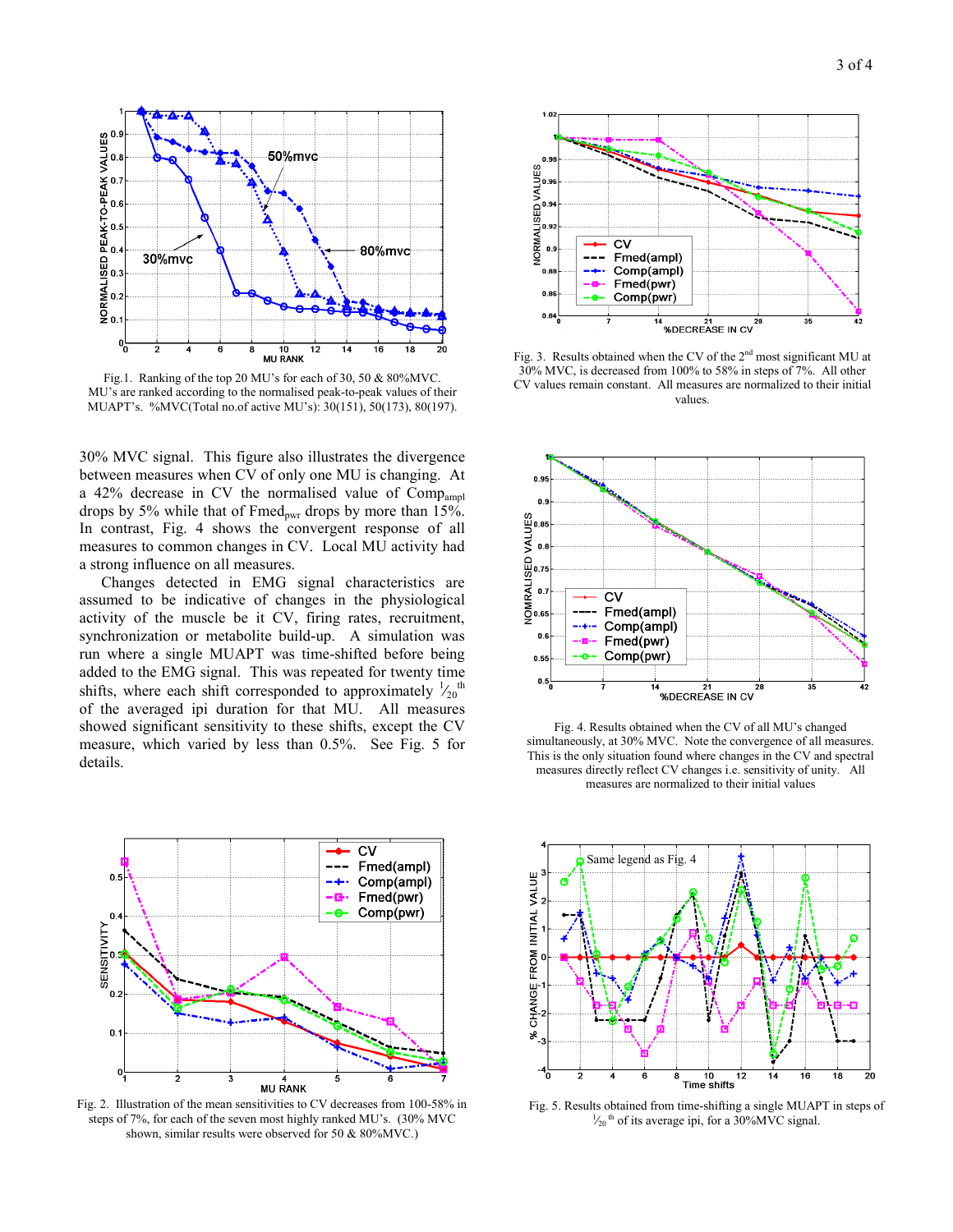Fig.1. Ranking of the top 20 MU's for each of 30, 50 & 80%MVC. MU's are ranked according to the normalised peak-to-peak values of their MUAPT's. %MVC(Total no.of active MU's): 30(151), 50(173), 80(197).

30% MVC signal. This figure also illustrates the divergence between measures when CV of only one MU is changing. At a 42% decrease in CV the normalised value of $Comp_{ampl}$ drops by 5% while that of $Fmed_{pwr}$ drops by more than 15%. In contrast, Fig. 4 shows the convergent response of all measures to common changes in CV. Local MU activity had a strong influence on all measures.

Changes detected in EMG signal characteristics are assumed to be indicative of changes in the physiological activity of the muscle be it CV, firing rates, recruitment, synchronization or metabolite build-up. A simulation was run where a single MUAPT was time-shifted before being added to the EMG signal. This was repeated for twenty time shifts, where each shift corresponded to approximately $\frac{1}{20}^{th}$ of the averaged ipi duration for that MU. All measures showed significant sensitivity to these shifts, except the CV measure, which varied by less than 0.5%. See Fig. 5 for details.

Fig. 2. Illustration of the mean sensitivities to CV decreases from 100-58% in steps of 7%, for each of the seven most highly ranked MU's. (30% MVC shown, similar results were observed for 50 & 80%MVC.)

Fig. 3. Results obtained when the CV of the 2nd most significant MU at 30% MVC, is decreased from 100% to 58% in steps of 7%. All other CV values remain constant. All measures are normalized to their initial values.

Fig. 4. Results obtained when the CV of all MU's changed simultaneously, at 30% MVC. Note the convergence of all measures. This is the only situation found where changes in the CV and spectral measures directly reflect CV changes i.e. sensitivity of unity. All measures are normalized to their initial values

Fig. 5. Results obtained from time-shifting a single MUAPT in steps of $\frac{1}{20}^{th}$ of its average ipi, for a 30%MVC signal.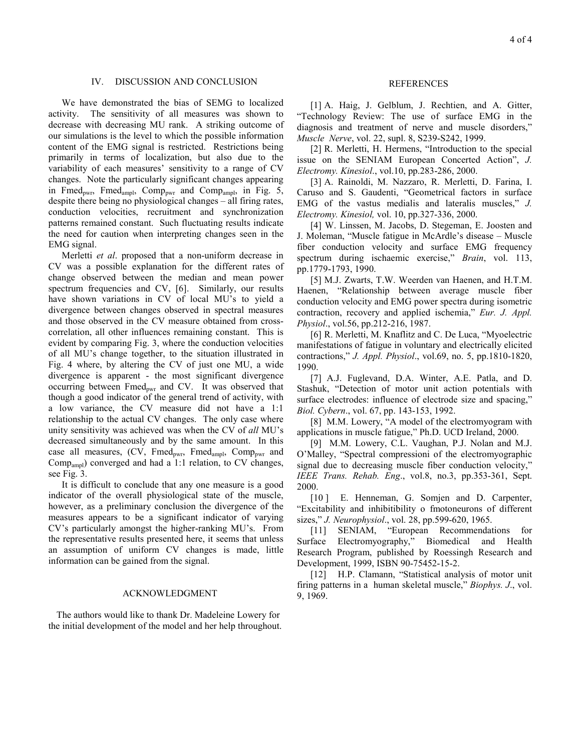## IV. DISCUSSION AND CONCLUSION

We have demonstrated the bias of SEMG to localized activity. The sensitivity of all measures was shown to decrease with decreasing MU rank. A striking outcome of our simulations is the level to which the possible information content of the EMG signal is restricted. Restrictions being primarily in terms of localization, but also due to the variability of each measures' sensitivity to a range of CV changes. Note the particularly significant changes appearing in $Fmed_{pwr}$, $Fmed_{ampl}$, $Comp_{pwr}$ and $Comp_{ampl}$, in Fig. 5, despite there being no physiological changes – all firing rates, conduction velocities, recruitment and synchronization patterns remained constant. Such fluctuating results indicate the need for caution when interpreting changes seen in the EMG signal.

Merletti *et al*. proposed that a non-uniform decrease in CV was a possible explanation for the different rates of change observed between the median and mean power spectrum frequencies and CV, [6]. Similarly, our results have shown variations in CV of local MU's to yield a divergence between changes observed in spectral measures and those observed in the CV measure obtained from cross-correlation, all other influences remaining constant. This is evident by comparing Fig. 3, where the conduction velocities of all MU's change together, to the situation illustrated in Fig. 4 where, by altering the CV of just one MU, a wide divergence is apparent - the most significant divergence occurring between $Fmed_{pwr}$ and CV. It was observed that though a good indicator of the general trend of activity, with a low variance, the CV measure did not have a 1:1 relationship to the actual CV changes. The only case where unity sensitivity was achieved was when the CV of *all* MU's decreased simultaneously and by the same amount. In this case all measures, (CV, $Fmed_{pwr}$, $Fmed_{ampl}$, $Comp_{pwr}$ and $Comp_{ampl}$) converged and had a 1:1 relation, to CV changes, see Fig. 3.

It is difficult to conclude that any one measure is a good indicator of the overall physiological state of the muscle, however, as a preliminary conclusion the divergence of the measures appears to be a significant indicator of varying CV's particularly amongst the higher-ranking MU's. From the representative results presented here, it seems that unless an assumption of uniform CV changes is made, little information can be gained from the signal.

## ACKNOWLEDGMENT

The authors would like to thank Dr. Madeleine Lowery for the initial development of the model and her help throughout.

## REFERENCES

[1] A. Haig, J. Gelblum, J. Rechtien, and A. Gitter, "Technology Review: The use of surface EMG in the diagnosis and treatment of nerve and muscle disorders," *Muscle Nerve*, vol. 22, supl. 8, S239-S242, 1999.

[2] R. Merletti, H. Hermens, "Introduction to the special issue on the SENIAM European Concerted Action", *J. Electromy. Kinesiol*., vol.10, pp.283-286, 2000.

[3] A. Rainoldi, M. Nazzaro, R. Merletti, D. Farina, I. Caruso and S. Gaudenti, "Geometrical factors in surface EMG of the vastus medialis and lateralis muscles," *J. Electromy. Kinesiol,* vol. 10, pp.327-336, 2000.

[4] W. Linssen, M. Jacobs, D. Stegeman, E. Joosten and J. Moleman, "Muscle fatigue in McArdle's disease – Muscle fiber conduction velocity and surface EMG frequency spectrum during ischaemic exercise," *Brain*, vol. 113, pp.1779-1793, 1990.

[5] M.J. Zwarts, T.W. Weerden van Haenen, and H.T.M. Haenen, "Relationship between average muscle fiber conduction velocity and EMG power spectra during isometric contraction, recovery and applied ischemia," *Eur. J. Appl. Physiol*., vol.56, pp.212-216, 1987.

[6] R. Merletti, M. Knaflitz and C. De Luca, "Myoelectric manifestations of fatigue in voluntary and electrically elicited contractions," *J. Appl. Physiol*., vol.69, no. 5, pp.1810-1820, 1990.

[7] A.J. Fuglevand, D.A. Winter, A.E. Patla, and D. Stashuk, "Detection of motor unit action potentials with surface electrodes: influence of electrode size and spacing," *Biol. Cybern*., vol. 67, pp. 143-153, 1992.

[8] M.M. Lowery, "A model of the electromyogram with applications in muscle fatigue," Ph.D. UCD Ireland, 2000.

[9] M.M. Lowery, C.L. Vaughan, P.J. Nolan and M.J. O'Malley, "Spectral compressioni of the electromyographic signal due to decreasing muscle fiber conduction velocity," *IEEE Trans. Rehab. Eng*., vol.8, no.3, pp.353-361, Sept. 2000.

[10] E. Henneman, G. Somjen and D. Carpenter, "Excitability and inhibitibility o fmotoneurons of different sizes," *J. Neurophysiol*., vol. 28, pp.599-620, 1965.

[11] SENIAM, "European Recommendations for Surface Electromyography," Biomedical and Health Research Program, published by Roessingh Research and Development, 1999, ISBN 90-75452-15-2.

[12] H.P. Clamann, "Statistical analysis of motor unit firing patterns in a human skeletal muscle," *Biophys. J*., vol. 9, 1969.